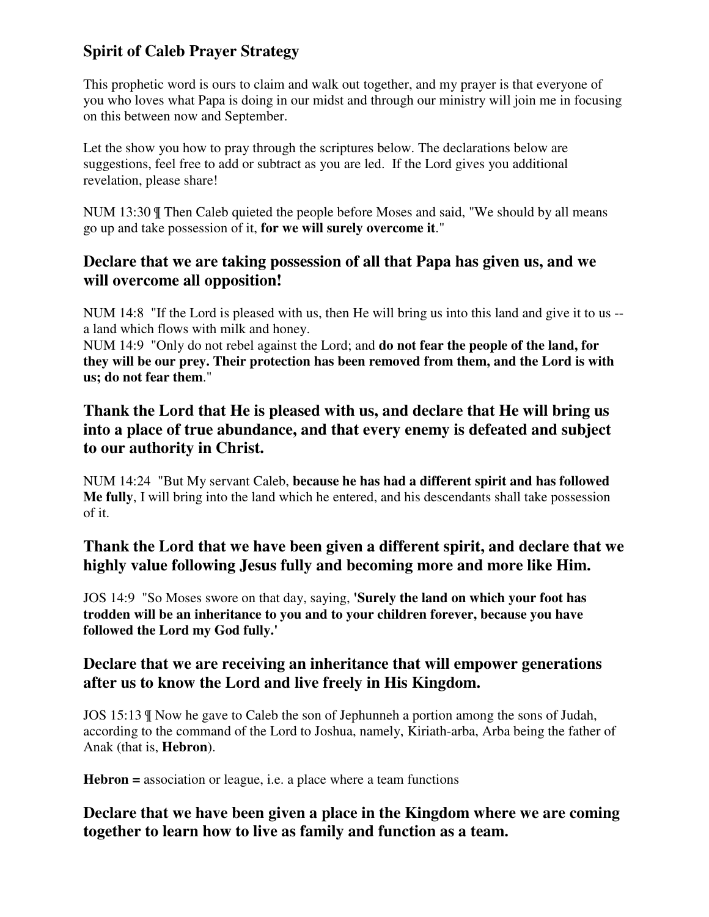# Spirit of Caleb Prayer Strategy

This prophetic word is ours to claim and walk out together, and my prayer is that everyone of you who loves what Papa is doing in our midst and through our ministry will join me in focusing on this between now and September.

Let the show you how to pray through the scriptures below. The declarations below are suggestions, feel free to add or subtract as you are led. If the Lord gives you additional revelation, please share!

NUM 13:30 ¶ Then Caleb quieted the people before Moses and said, "We should by all means go up and take possession of it, **for we will surely overcome it**."

### Declare that we are taking possession of all that Papa has given us, and we will overcome all opposition!

NUM 14:8 "If the Lord is pleased with us, then He will bring us into this land and give it to us -- a land which flows with milk and honey.
NUM 14:9 "Only do not rebel against the Lord; and **do not fear the people of the land, for they will be our prey. Their protection has been removed from them, and the Lord is with us; do not fear them**."

### Thank the Lord that He is pleased with us, and declare that He will bring us into a place of true abundance, and that every enemy is defeated and subject to our authority in Christ.

NUM 14:24 "But My servant Caleb, **because he has had a different spirit and has followed Me fully**, I will bring into the land which he entered, and his descendants shall take possession of it.

### Thank the Lord that we have been given a different spirit, and declare that we highly value following Jesus fully and becoming more and more like Him.

JOS 14:9 "So Moses swore on that day, saying, **'Surely the land on which your foot has trodden will be an inheritance to you and to your children forever, because you have followed the Lord my God fully.'**

### Declare that we are receiving an inheritance that will empower generations after us to know the Lord and live freely in His Kingdom.

JOS 15:13 ¶ Now he gave to Caleb the son of Jephunneh a portion among the sons of Judah, according to the command of the Lord to Joshua, namely, Kiriath-arba, Arba being the father of Anak (that is, **Hebron**).

**Hebron =** association or league, i.e. a place where a team functions

### Declare that we have been given a place in the Kingdom where we are coming together to learn how to live as family and function as a team.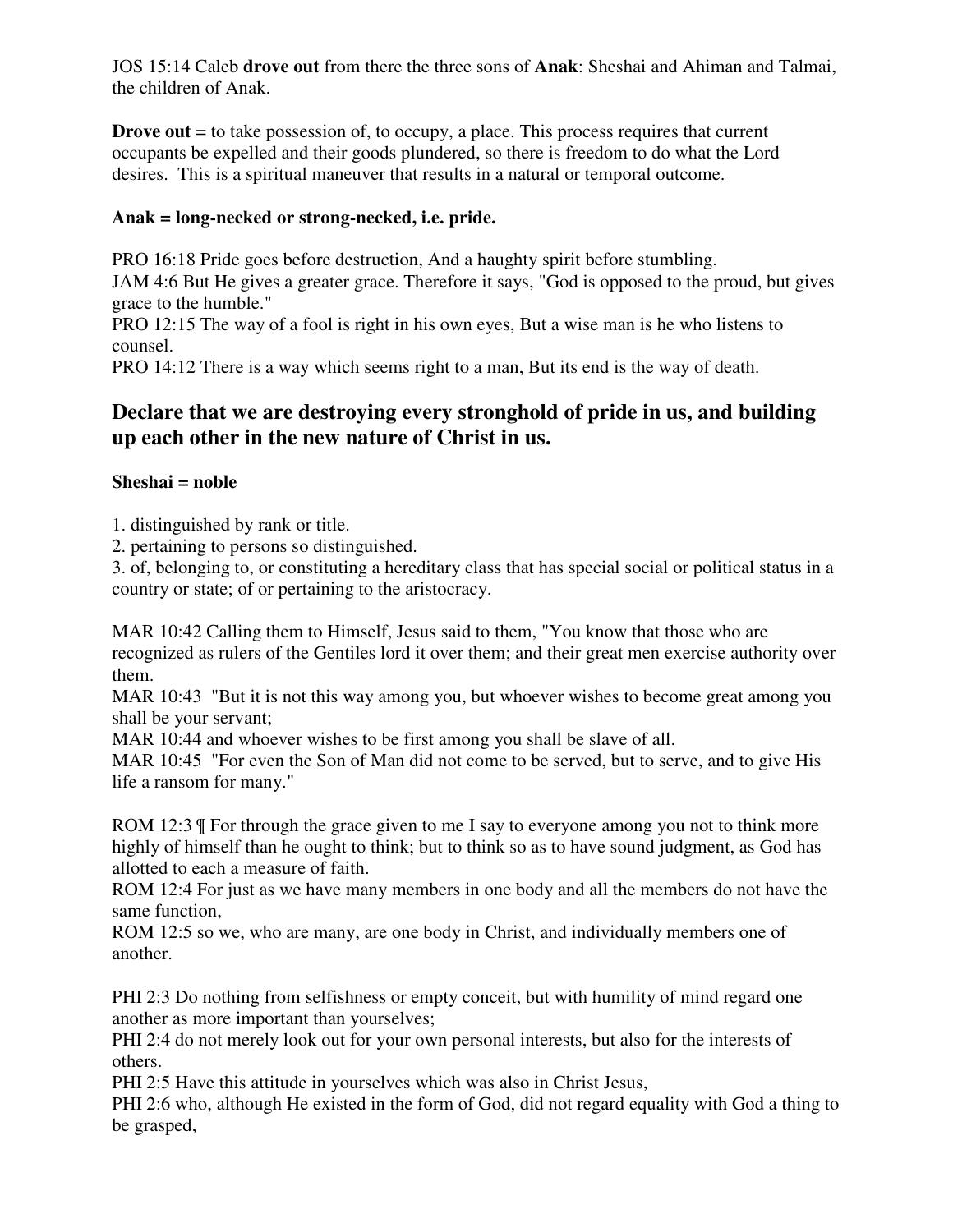JOS 15:14 Caleb **drove out** from there the three sons of **Anak**: Sheshai and Ahiman and Talmai, the children of Anak.

**Drove out** = to take possession of, to occupy, a place. This process requires that current occupants be expelled and their goods plundered, so there is freedom to do what the Lord desires. This is a spiritual maneuver that results in a natural or temporal outcome.

**Anak = long-necked or strong-necked, i.e. pride.**

PRO 16:18 Pride goes before destruction, And a haughty spirit before stumbling.
JAM 4:6 But He gives a greater grace. Therefore it says, "God is opposed to the proud, but gives grace to the humble."
PRO 12:15 The way of a fool is right in his own eyes, But a wise man is he who listens to counsel.
PRO 14:12 There is a way which seems right to a man, But its end is the way of death.

## Declare that we are destroying every stronghold of pride in us, and building up each other in the new nature of Christ in us.

**Sheshai = noble**

1. distinguished by rank or title.
2. pertaining to persons so distinguished.
3. of, belonging to, or constituting a hereditary class that has special social or political status in a country or state; of or pertaining to the aristocracy.

MAR 10:42 Calling them to Himself, Jesus said to them, "You know that those who are recognized as rulers of the Gentiles lord it over them; and their great men exercise authority over them.
MAR 10:43 "But it is not this way among you, but whoever wishes to become great among you shall be your servant;
MAR 10:44 and whoever wishes to be first among you shall be slave of all.
MAR 10:45 "For even the Son of Man did not come to be served, but to serve, and to give His life a ransom for many."

ROM 12:3 ¶ For through the grace given to me I say to everyone among you not to think more highly of himself than he ought to think; but to think so as to have sound judgment, as God has allotted to each a measure of faith.
ROM 12:4 For just as we have many members in one body and all the members do not have the same function,
ROM 12:5 so we, who are many, are one body in Christ, and individually members one of another.

PHI 2:3 Do nothing from selfishness or empty conceit, but with humility of mind regard one another as more important than yourselves;
PHI 2:4 do not merely look out for your own personal interests, but also for the interests of others.
PHI 2:5 Have this attitude in yourselves which was also in Christ Jesus,
PHI 2:6 who, although He existed in the form of God, did not regard equality with God a thing to be grasped,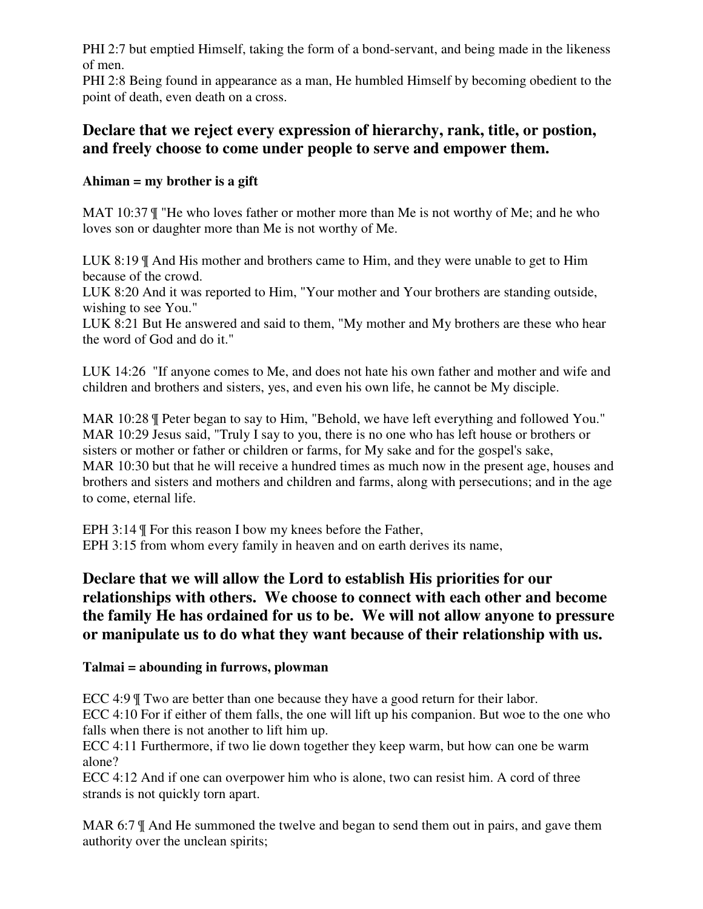PHI 2:7 but emptied Himself, taking the form of a bond-servant, and being made in the likeness of men.
PHI 2:8 Being found in appearance as a man, He humbled Himself by becoming obedient to the point of death, even death on a cross.

## Declare that we reject every expression of hierarchy, rank, title, or postion, and freely choose to come under people to serve and empower them.

**Ahiman = my brother is a gift**

MAT 10:37 ¶ "He who loves father or mother more than Me is not worthy of Me; and he who loves son or daughter more than Me is not worthy of Me.

LUK 8:19 ¶ And His mother and brothers came to Him, and they were unable to get to Him because of the crowd.
LUK 8:20 And it was reported to Him, "Your mother and Your brothers are standing outside, wishing to see You."
LUK 8:21 But He answered and said to them, "My mother and My brothers are these who hear the word of God and do it."

LUK 14:26 "If anyone comes to Me, and does not hate his own father and mother and wife and children and brothers and sisters, yes, and even his own life, he cannot be My disciple.

MAR 10:28 ¶ Peter began to say to Him, "Behold, we have left everything and followed You."
MAR 10:29 Jesus said, "Truly I say to you, there is no one who has left house or brothers or sisters or mother or father or children or farms, for My sake and for the gospel's sake,
MAR 10:30 but that he will receive a hundred times as much now in the present age, houses and brothers and sisters and mothers and children and farms, along with persecutions; and in the age to come, eternal life.

EPH 3:14 ¶ For this reason I bow my knees before the Father,
EPH 3:15 from whom every family in heaven and on earth derives its name,

## Declare that we will allow the Lord to establish His priorities for our relationships with others. We choose to connect with each other and become the family He has ordained for us to be. We will not allow anyone to pressure or manipulate us to do what they want because of their relationship with us.

**Talmai = abounding in furrows, plowman**

ECC 4:9 ¶ Two are better than one because they have a good return for their labor.
ECC 4:10 For if either of them falls, the one will lift up his companion. But woe to the one who falls when there is not another to lift him up.
ECC 4:11 Furthermore, if two lie down together they keep warm, but how can one be warm alone?
ECC 4:12 And if one can overpower him who is alone, two can resist him. A cord of three strands is not quickly torn apart.

MAR 6:7 ¶ And He summoned the twelve and began to send them out in pairs, and gave them authority over the unclean spirits;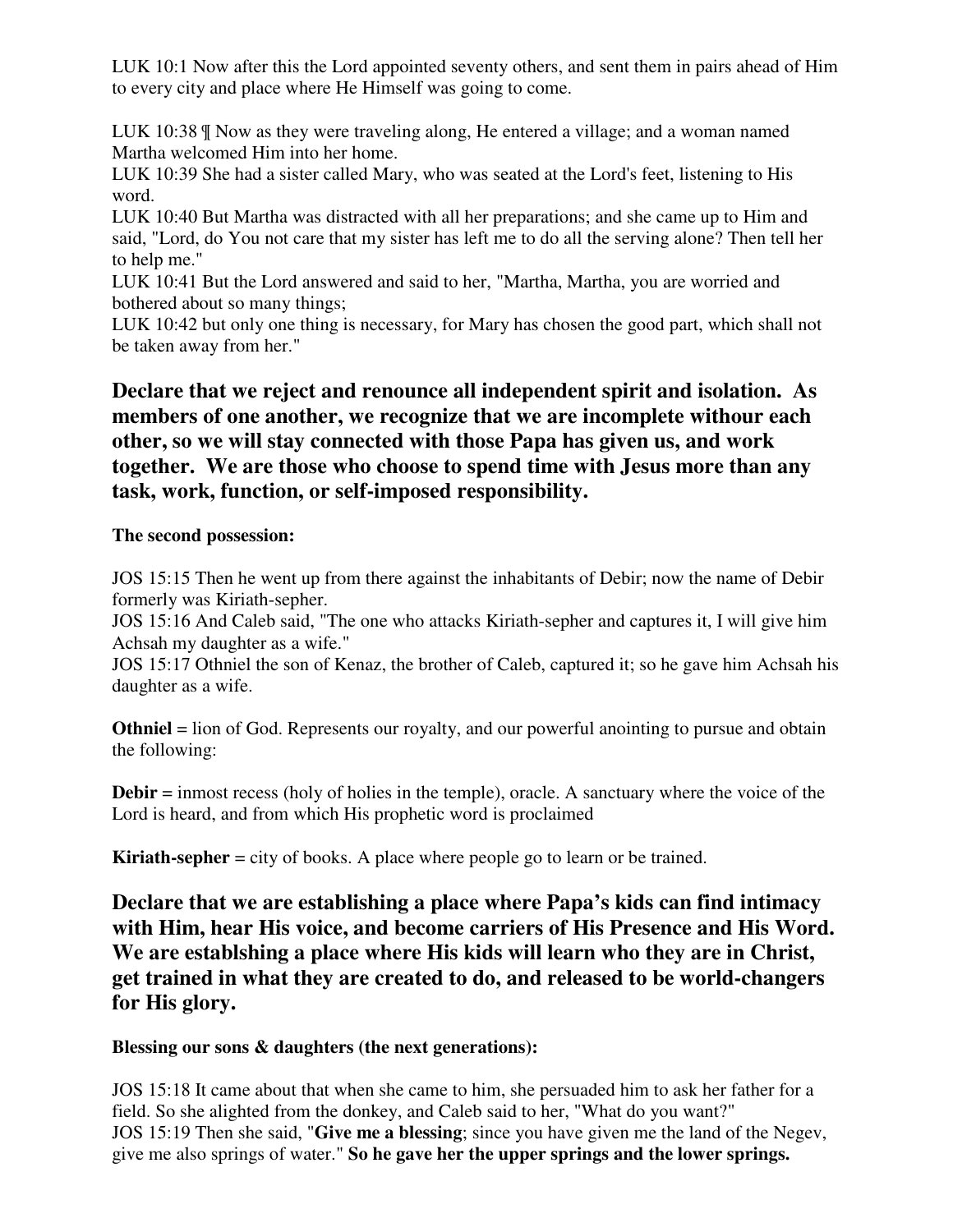LUK 10:1 Now after this the Lord appointed seventy others, and sent them in pairs ahead of Him to every city and place where He Himself was going to come.

LUK 10:38 ¶ Now as they were traveling along, He entered a village; and a woman named Martha welcomed Him into her home.
LUK 10:39 She had a sister called Mary, who was seated at the Lord's feet, listening to His word.
LUK 10:40 But Martha was distracted with all her preparations; and she came up to Him and said, "Lord, do You not care that my sister has left me to do all the serving alone? Then tell her to help me."
LUK 10:41 But the Lord answered and said to her, "Martha, Martha, you are worried and bothered about so many things;
LUK 10:42 but only one thing is necessary, for Mary has chosen the good part, which shall not be taken away from her."

**Declare that we reject and renounce all independent spirit and isolation. As members of one another, we recognize that we are incomplete withour each other, so we will stay connected with those Papa has given us, and work together. We are those who choose to spend time with Jesus more than any task, work, function, or self-imposed responsibility.**

**The second possession:**

JOS 15:15 Then he went up from there against the inhabitants of Debir; now the name of Debir formerly was Kiriath-sepher.
JOS 15:16 And Caleb said, "The one who attacks Kiriath-sepher and captures it, I will give him Achsah my daughter as a wife."
JOS 15:17 Othniel the son of Kenaz, the brother of Caleb, captured it; so he gave him Achsah his daughter as a wife.

**Othniel** = lion of God. Represents our royalty, and our powerful anointing to pursue and obtain the following:

**Debir** = inmost recess (holy of holies in the temple), oracle. A sanctuary where the voice of the Lord is heard, and from which His prophetic word is proclaimed

**Kiriath-sepher** = city of books. A place where people go to learn or be trained.

**Declare that we are establishing a place where Papa's kids can find intimacy with Him, hear His voice, and become carriers of His Presence and His Word. We are establshing a place where His kids will learn who they are in Christ, get trained in what they are created to do, and released to be world-changers for His glory.**

**Blessing our sons & daughters (the next generations):**

JOS 15:18 It came about that when she came to him, she persuaded him to ask her father for a field. So she alighted from the donkey, and Caleb said to her, "What do you want?"
JOS 15:19 Then she said, "**Give me a blessing**; since you have given me the land of the Negev, give me also springs of water." **So he gave her the upper springs and the lower springs.**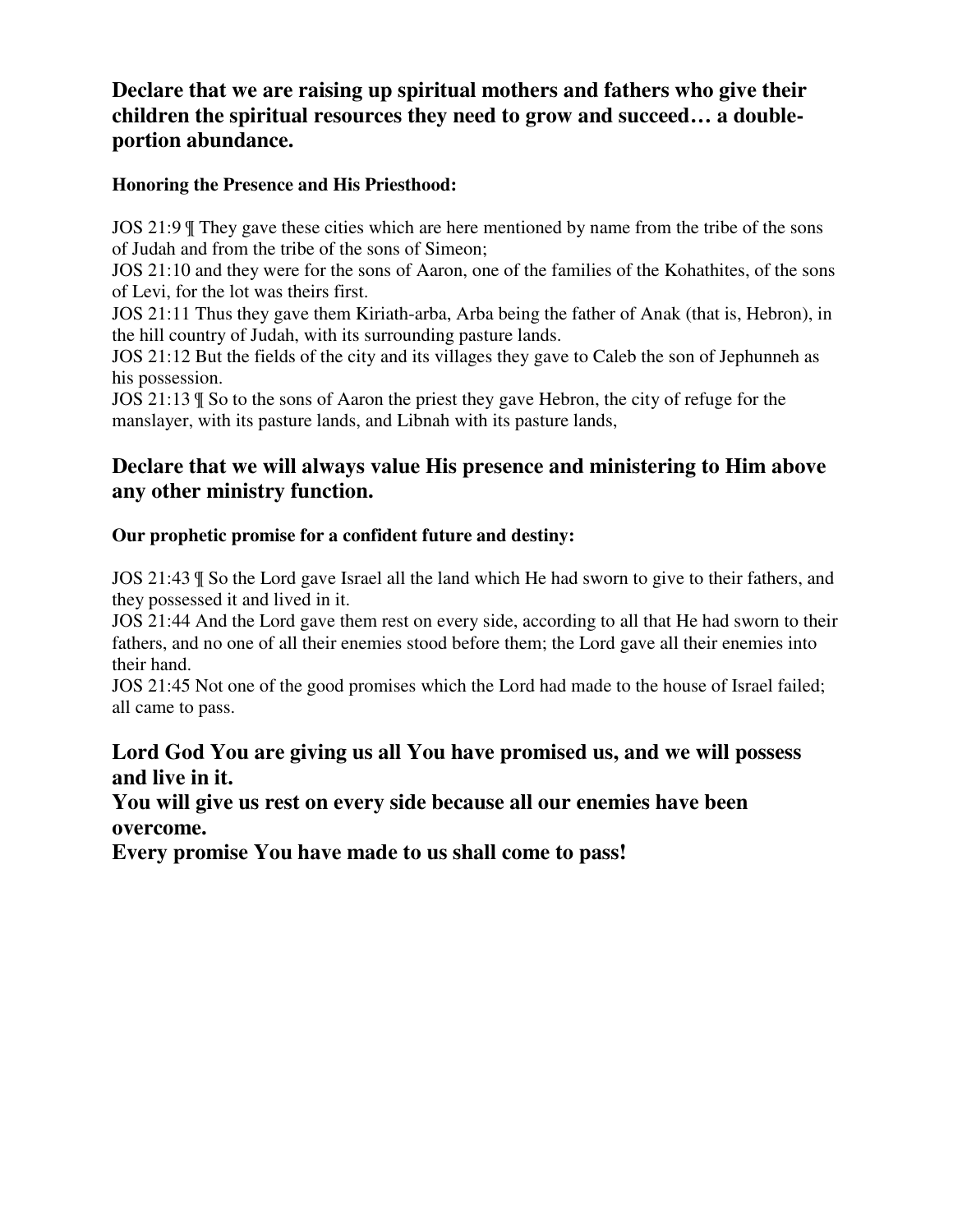## Declare that we are raising up spiritual mothers and fathers who give their children the spiritual resources they need to grow and succeed… a double-portion abundance.

**Honoring the Presence and His Priesthood:**

JOS 21:9 ¶ They gave these cities which are here mentioned by name from the tribe of the sons of Judah and from the tribe of the sons of Simeon;
JOS 21:10 and they were for the sons of Aaron, one of the families of the Kohathites, of the sons of Levi, for the lot was theirs first.
JOS 21:11 Thus they gave them Kiriath-arba, Arba being the father of Anak (that is, Hebron), in the hill country of Judah, with its surrounding pasture lands.
JOS 21:12 But the fields of the city and its villages they gave to Caleb the son of Jephunneh as his possession.
JOS 21:13 ¶ So to the sons of Aaron the priest they gave Hebron, the city of refuge for the manslayer, with its pasture lands, and Libnah with its pasture lands,

## Declare that we will always value His presence and ministering to Him above any other ministry function.

**Our prophetic promise for a confident future and destiny:**

JOS 21:43 ¶ So the Lord gave Israel all the land which He had sworn to give to their fathers, and they possessed it and lived in it.
JOS 21:44 And the Lord gave them rest on every side, according to all that He had sworn to their fathers, and no one of all their enemies stood before them; the Lord gave all their enemies into their hand.
JOS 21:45 Not one of the good promises which the Lord had made to the house of Israel failed; all came to pass.

## Lord God You are giving us all You have promised us, and we will possess and live in it.
## You will give us rest on every side because all our enemies have been overcome.
## Every promise You have made to us shall come to pass!